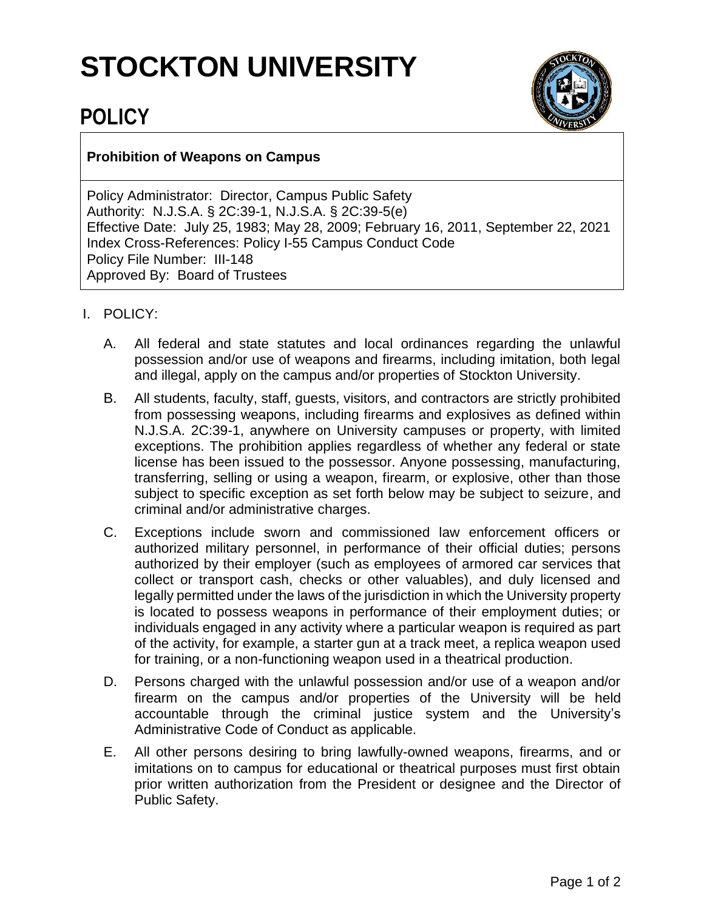# STOCKTON UNIVERSITY

## POLICY

**Prohibition of Weapons on Campus**

Policy Administrator: Director, Campus Public Safety
Authority: N.J.S.A. § 2C:39-1, N.J.S.A. § 2C:39-5(e)
Effective Date: July 25, 1983; May 28, 2009; February 16, 2011, September 22, 2021
Index Cross-References: Policy I-55 Campus Conduct Code
Policy File Number: III-148
Approved By: Board of Trustees

I. POLICY:

A. All federal and state statutes and local ordinances regarding the unlawful possession and/or use of weapons and firearms, including imitation, both legal and illegal, apply on the campus and/or properties of Stockton University.

B. All students, faculty, staff, guests, visitors, and contractors are strictly prohibited from possessing weapons, including firearms and explosives as defined within N.J.S.A. 2C:39-1, anywhere on University campuses or property, with limited exceptions. The prohibition applies regardless of whether any federal or state license has been issued to the possessor. Anyone possessing, manufacturing, transferring, selling or using a weapon, firearm, or explosive, other than those subject to specific exception as set forth below may be subject to seizure, and criminal and/or administrative charges.

C. Exceptions include sworn and commissioned law enforcement officers or authorized military personnel, in performance of their official duties; persons authorized by their employer (such as employees of armored car services that collect or transport cash, checks or other valuables), and duly licensed and legally permitted under the laws of the jurisdiction in which the University property is located to possess weapons in performance of their employment duties; or individuals engaged in any activity where a particular weapon is required as part of the activity, for example, a starter gun at a track meet, a replica weapon used for training, or a non-functioning weapon used in a theatrical production.

D. Persons charged with the unlawful possession and/or use of a weapon and/or firearm on the campus and/or properties of the University will be held accountable through the criminal justice system and the University's Administrative Code of Conduct as applicable.

E. All other persons desiring to bring lawfully-owned weapons, firearms, and or imitations on to campus for educational or theatrical purposes must first obtain prior written authorization from the President or designee and the Director of Public Safety.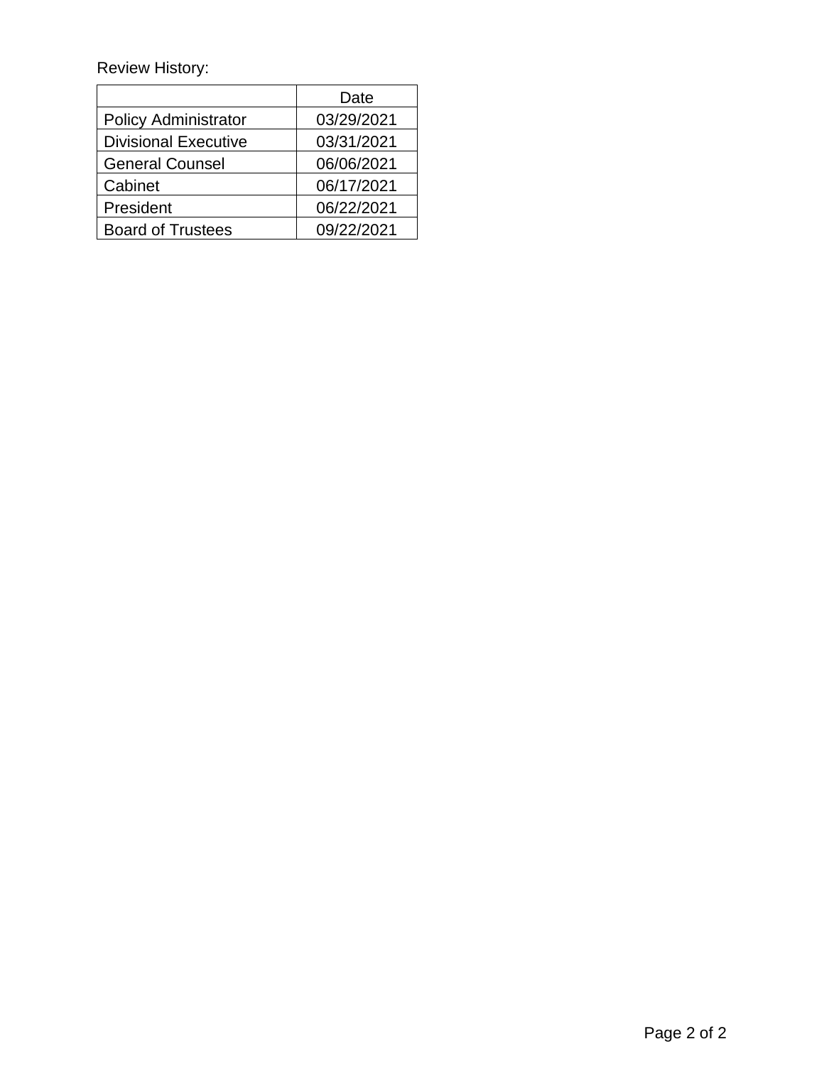Review History:

| | Date |
|---|---|
| Policy Administrator | 03/29/2021 |
| Divisional Executive | 03/31/2021 |
| General Counsel | 06/06/2021 |
| Cabinet | 06/17/2021 |
| President | 06/22/2021 |
| Board of Trustees | 09/22/2021 |